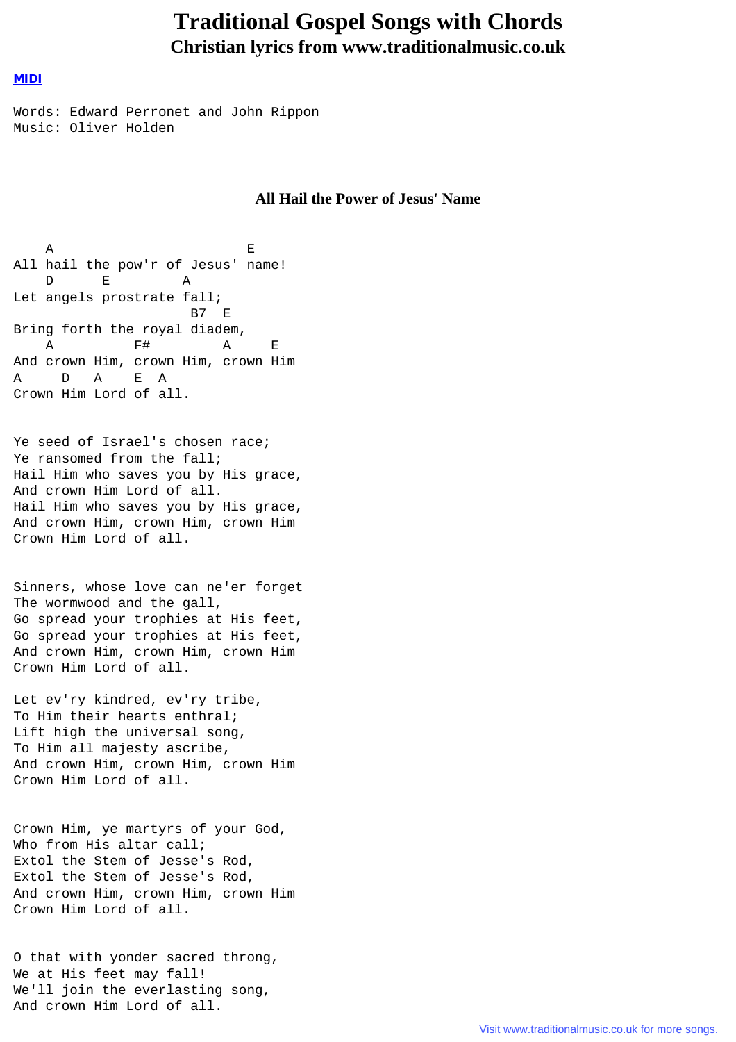# Traditional Gospel Songs with Chords

## Christian lyrics from www.traditionalmusic.co.uk

**MIDI**

```
Words: Edward Perronet and John Rippon
Music: Oliver Holden
```

### All Hail the Power of Jesus' Name

```
    A                        E
All hail the pow'r of Jesus' name!
    D      E         A
Let angels prostrate fall;
                      B7  E
Bring forth the royal diadem,
    A          F#         A     E
And crown Him, crown Him, crown Him
A     D   A    E  A
Crown Him Lord of all.


Ye seed of Israel's chosen race;
Ye ransomed from the fall;
Hail Him who saves you by His grace,
And crown Him Lord of all.
Hail Him who saves you by His grace,
And crown Him, crown Him, crown Him
Crown Him Lord of all.


Sinners, whose love can ne'er forget
The wormwood and the gall,
Go spread your trophies at His feet,
Go spread your trophies at His feet,
And crown Him, crown Him, crown Him
Crown Him Lord of all.

Let ev'ry kindred, ev'ry tribe,
To Him their hearts enthral;
Lift high the universal song,
To Him all majesty ascribe,
And crown Him, crown Him, crown Him
Crown Him Lord of all.


Crown Him, ye martyrs of your God,
Who from His altar call;
Extol the Stem of Jesse's Rod,
Extol the Stem of Jesse's Rod,
And crown Him, crown Him, crown Him
Crown Him Lord of all.


O that with yonder sacred throng,
We at His feet may fall!
We'll join the everlasting song,
And crown Him Lord of all.
```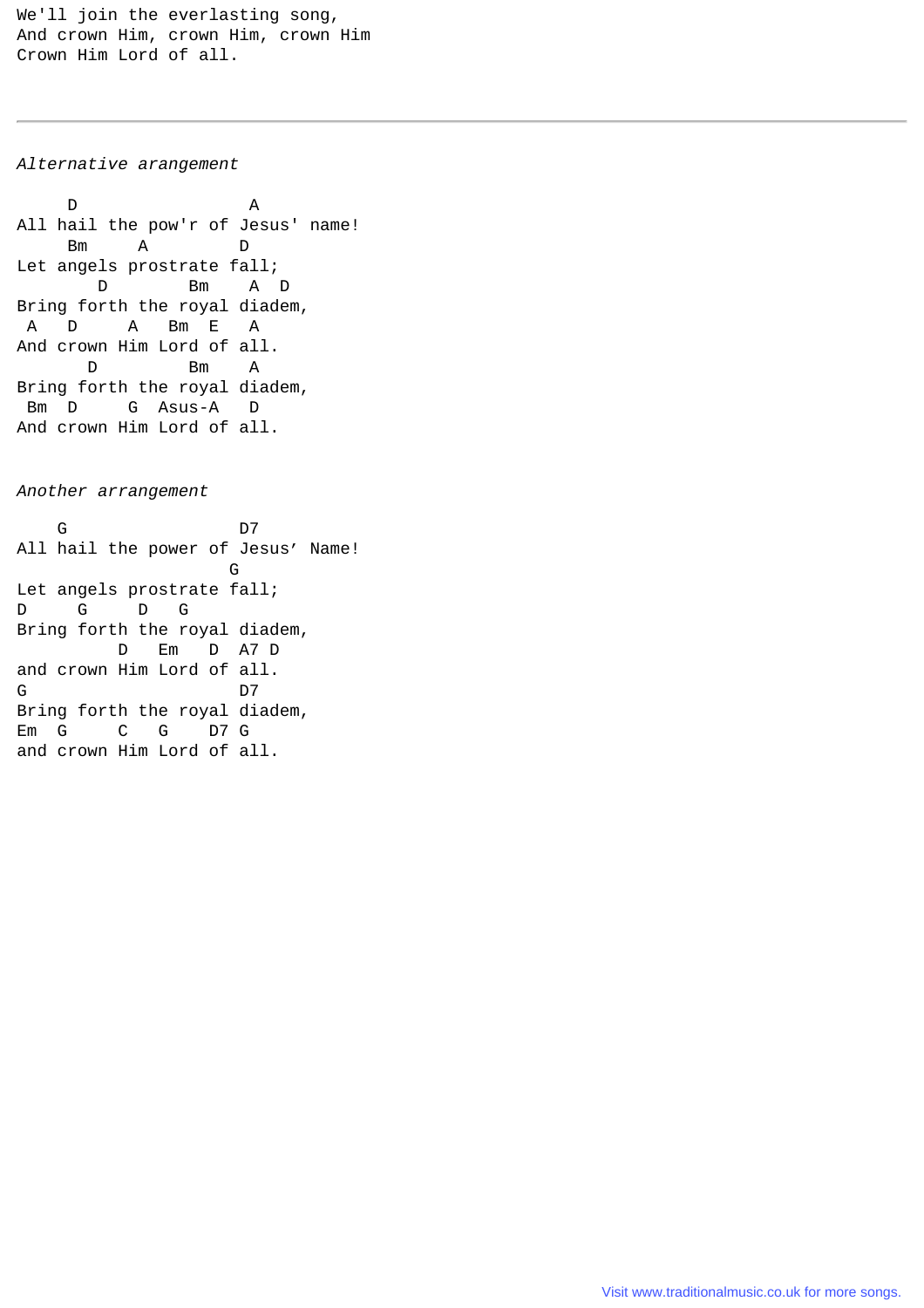We'll join the everlasting song,
And crown Him, crown Him, crown Him
Crown Him Lord of all.

---

*Alternative arrangement*

```
     D                  A
All hail the pow'r of Jesus' name!
     Bm     A         D
Let angels prostrate fall;
        D        Bm    A  D
Bring forth the royal diadem,
 A   D     A   Bm  E   A
And crown Him Lord of all.
       D         Bm    A
Bring forth the royal diadem,
 Bm  D     G  Asus-A   D
And crown Him Lord of all.
```

*Another arrangement*

```
    G                 D7
All hail the power of Jesus' Name!
                     G
Let angels prostrate fall;
D     G     D   G
Bring forth the royal diadem,
          D   Em   D  A7 D
and crown Him Lord of all.
G                     D7
Bring forth the royal diadem,
Em  G     C   G    D7 G
and crown Him Lord of all.
```

Visit www.traditionalmusic.co.uk for more songs.